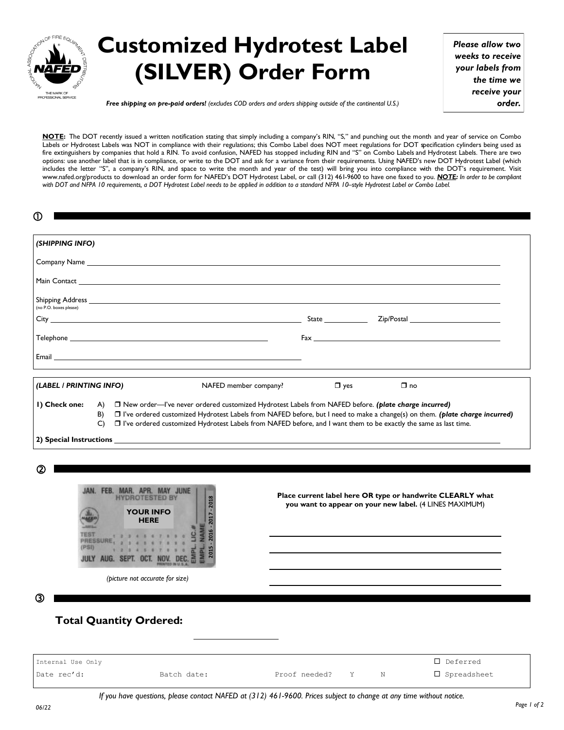# Customized Hydrotest Label (SILVER) Order Form

***Please allow two weeks to receive your labels from the time we receive your order.***

***Free shipping on pre-paid orders!*** *(excludes COD orders and orders shipping outside of the continental U.S.)*

**NOTE:** The DOT recently issued a written notification stating that simply including a company's RIN, "S," and punching out the month and year of service on Combo Labels or Hydrotest Labels was NOT in compliance with their regulations; this Combo Label does NOT meet regulations for DOT specification cylinders being used as fire extinguishers by companies that hold a RIN. To avoid confusion, NAFED has stopped including RIN and "S" on Combo Labels and Hydrotest Labels. There are two options: use another label that is in compliance, or write to the DOT and ask for a variance from their requirements. Using NAFED's new DOT Hydrotest Label (which includes the letter "S", a company's RIN, and space to write the month and year of the test) will bring you into compliance with the DOT's requirement. Visit www.nafed.org/products to download an order form for NAFED's DOT Hydrotest Label, or call (312) 461-9600 to have one faxed to you. ***NOTE:*** *In order to be compliant with DOT and NFPA 10 requirements, a DOT Hydrotest Label needs to be applied in addition to a standard NFPA 10–style Hydrotest Label or Combo Label.*

## ①

***(SHIPPING INFO)***

Company Name ______________________________

Main Contact ______________________________

Shipping Address ______________________________
(no P.O. boxes please)

City ______________________ State __________ Zip/Postal __________

Telephone ______________________ Fax ______________________

Email ______________________________

***(LABEL / PRINTING INFO)*** NAFED member company? ☐ yes ☐ no

**1) Check one:**
- A) ☐ New order—I've never ordered customized Hydrotest Labels from NAFED before. ***(plate charge incurred)***
- B) ☐ I've ordered customized Hydrotest Labels from NAFED before, but I need to make a change(s) on them. ***(plate charge incurred)***
- C) ☐ I've ordered customized Hydrotest Labels from NAFED before, and I want them to be exactly the same as last time.

**2) Special Instructions** ______________________________

## ②

JAN. FEB. MAR. APR. MAY JUNE
HYDROTESTED BY
YOUR INFO HERE
TEST PRESSURE (PSI)
JULY AUG. SEPT. OCT. NOV. DEC.
EMPL. LIC.# EMPL. NAME
2015 - 2016 - 2017 - 2018
PRINTED IN U.S.A.

*(picture not accurate for size)*

**Place current label here OR type or handwrite CLEARLY what you want to appear on your new label.** (4 LINES MAXIMUM)

______________________________

______________________________

______________________________

______________________________

## ③

## Total Quantity Ordered: ______________

| Internal Use Only | | | | | ☐ Deferred |
|---|---|---|---|---|---|
| Date rec'd: | Batch date: | Proof needed? | Y | N | ☐ Spreadsheet |

*If you have questions, please contact NAFED at (312) 461-9600. Prices subject to change at any time without notice.*

06/22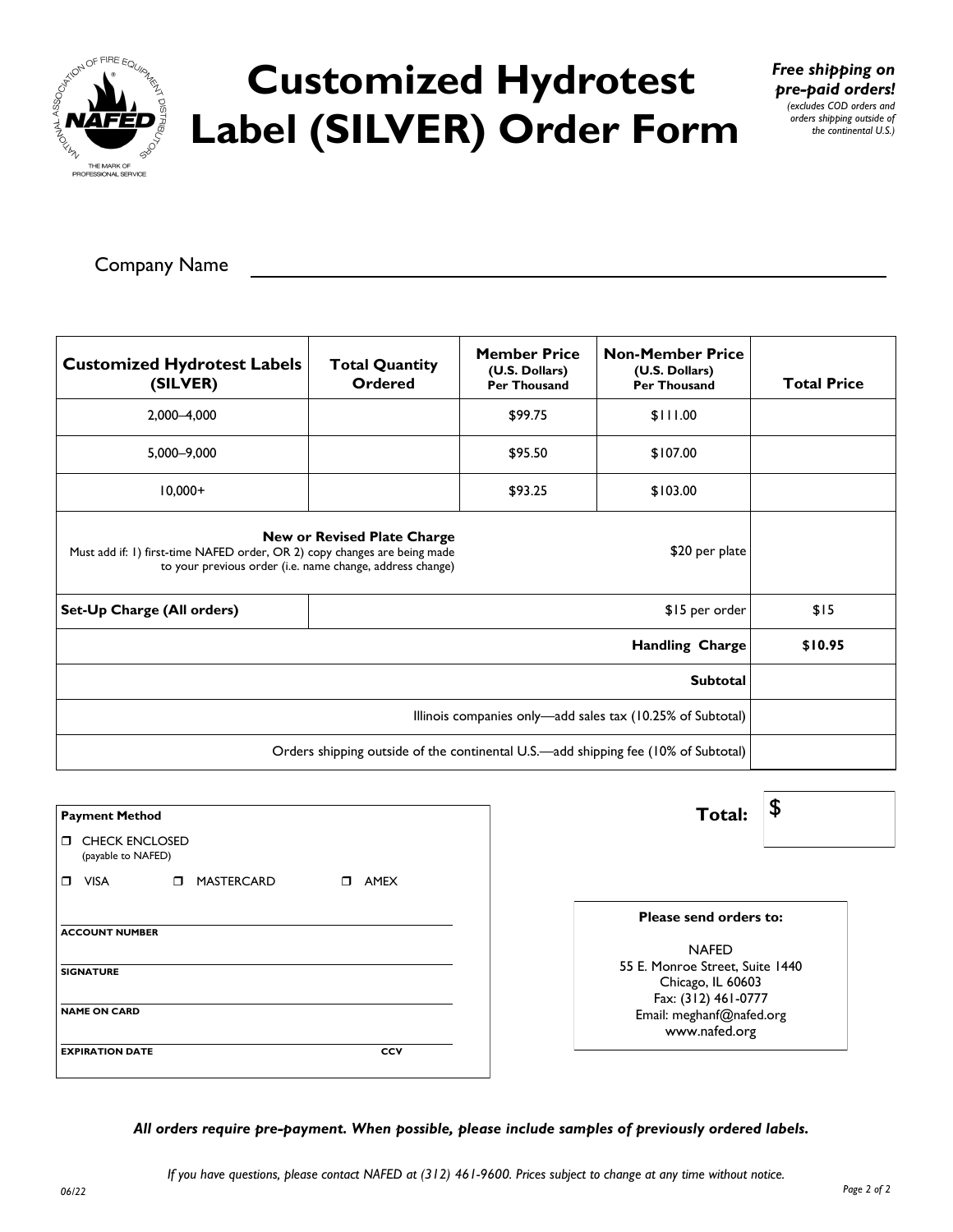# Customized Hydrotest Label (SILVER) Order Form

***Free shipping on pre-paid orders!***
*(excludes COD orders and orders shipping outside of the continental U.S.)*

Company Name ______________________________________________

| Customized Hydrotest Labels (SILVER) | Total Quantity Ordered | Member Price (U.S. Dollars) Per Thousand | Non-Member Price (U.S. Dollars) Per Thousand | Total Price |
|---|---|---|---|---|
| 2,000–4,000 | | $99.75 | $111.00 | |
| 5,000–9,000 | | $95.50 | $107.00 | |
| 10,000+ | | $93.25 | $103.00 | |
| **New or Revised Plate Charge** Must add if: 1) first-time NAFED order, OR 2) copy changes are being made to your previous order (i.e. name change, address change) | | | $20 per plate | |
| **Set-Up Charge (All orders)** | | | $15 per order | $15 |
| | | | **Handling Charge** | **$10.95** |
| | | | **Subtotal** | |
| | | | Illinois companies only—add sales tax (10.25% of Subtotal) | |
| | | | Orders shipping outside of the continental U.S.—add shipping fee (10% of Subtotal) | |

**Total:** $

**Payment Method**

- ☐ CHECK ENCLOSED (payable to NAFED)
- ☐ VISA ☐ MASTERCARD ☐ AMEX

**ACCOUNT NUMBER** ______________________

**SIGNATURE** ______________________

**NAME ON CARD** ______________________

**EXPIRATION DATE** ______________________ **CCV** ________

**Please send orders to:**

NAFED
55 E. Monroe Street, Suite 1440
Chicago, IL 60603
Fax: (312) 461-0777
Email: meghanf@nafed.org
www.nafed.org

***All orders require pre-payment. When possible, please include samples of previously ordered labels.***

*If you have questions, please contact NAFED at (312) 461-9600. Prices subject to change at any time without notice.*

*06/22*